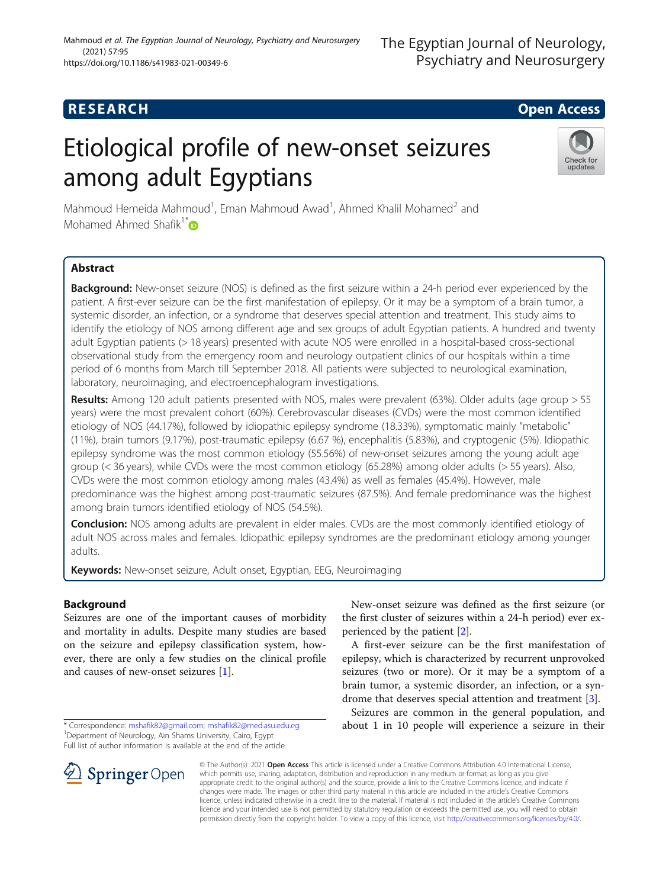RESEARCH | Open Access

# Etiological profile of new-onset seizures among adult Egyptians

Mahmoud Hemeida Mahmoud[1], Eman Mahmoud Awad[1], Ahmed Khalil Mohamed[2] and Mohamed Ahmed Shafik[1*]

## Abstract

**Background:** New-onset seizure (NOS) is defined as the first seizure within a 24-h period ever experienced by the patient. A first-ever seizure can be the first manifestation of epilepsy. Or it may be a symptom of a brain tumor, a systemic disorder, an infection, or a syndrome that deserves special attention and treatment. This study aims to identify the etiology of NOS among different age and sex groups of adult Egyptian patients. A hundred and twenty adult Egyptian patients (> 18 years) presented with acute NOS were enrolled in a hospital-based cross-sectional observational study from the emergency room and neurology outpatient clinics of our hospitals within a time period of 6 months from March till September 2018. All patients were subjected to neurological examination, laboratory, neuroimaging, and electroencephalogram investigations.

**Results:** Among 120 adult patients presented with NOS, males were prevalent (63%). Older adults (age group > 55 years) were the most prevalent cohort (60%). Cerebrovascular diseases (CVDs) were the most common identified etiology of NOS (44.17%), followed by idiopathic epilepsy syndrome (18.33%), symptomatic mainly "metabolic" (11%), brain tumors (9.17%), post-traumatic epilepsy (6.67 %), encephalitis (5.83%), and cryptogenic (5%). Idiopathic epilepsy syndrome was the most common etiology (55.56%) of new-onset seizures among the young adult age group (< 36 years), while CVDs were the most common etiology (65.28%) among older adults (> 55 years). Also, CVDs were the most common etiology among males (43.4%) as well as females (45.4%). However, male predominance was the highest among post-traumatic seizures (87.5%). And female predominance was the highest among brain tumors identified etiology of NOS (54.5%).

**Conclusion:** NOS among adults are prevalent in elder males. CVDs are the most commonly identified etiology of adult NOS across males and females. Idiopathic epilepsy syndromes are the predominant etiology among younger adults.

**Keywords:** New-onset seizure, Adult onset, Egyptian, EEG, Neuroimaging

## Background

Seizures are one of the important causes of morbidity and mortality in adults. Despite many studies are based on the seizure and epilepsy classification system, however, there are only a few studies on the clinical profile and causes of new-onset seizures [1].

New-onset seizure was defined as the first seizure (or the first cluster of seizures within a 24-h period) ever experienced by the patient [2].

A first-ever seizure can be the first manifestation of epilepsy, which is characterized by recurrent unprovoked seizures (two or more). Or it may be a symptom of a brain tumor, a systemic disorder, an infection, or a syndrome that deserves special attention and treatment [3].

Seizures are common in the general population, and about 1 in 10 people will experience a seizure in their

* Correspondence: mshafik82@gmail.com; mshafik82@med.asu.edu.eg
[1]Department of Neurology, Ain Shams University, Cairo, Egypt
Full list of author information is available at the end of the article

© The Author(s). 2021 **Open Access** This article is licensed under a Creative Commons Attribution 4.0 International License, which permits use, sharing, adaptation, distribution and reproduction in any medium or format, as long as you give appropriate credit to the original author(s) and the source, provide a link to the Creative Commons licence, and indicate if changes were made. The images or other third party material in this article are included in the article's Creative Commons licence, unless indicated otherwise in a credit line to the material. If material is not included in the article's Creative Commons licence and your intended use is not permitted by statutory regulation or exceeds the permitted use, you will need to obtain permission directly from the copyright holder. To view a copy of this licence, visit http://creativecommons.org/licenses/by/4.0/.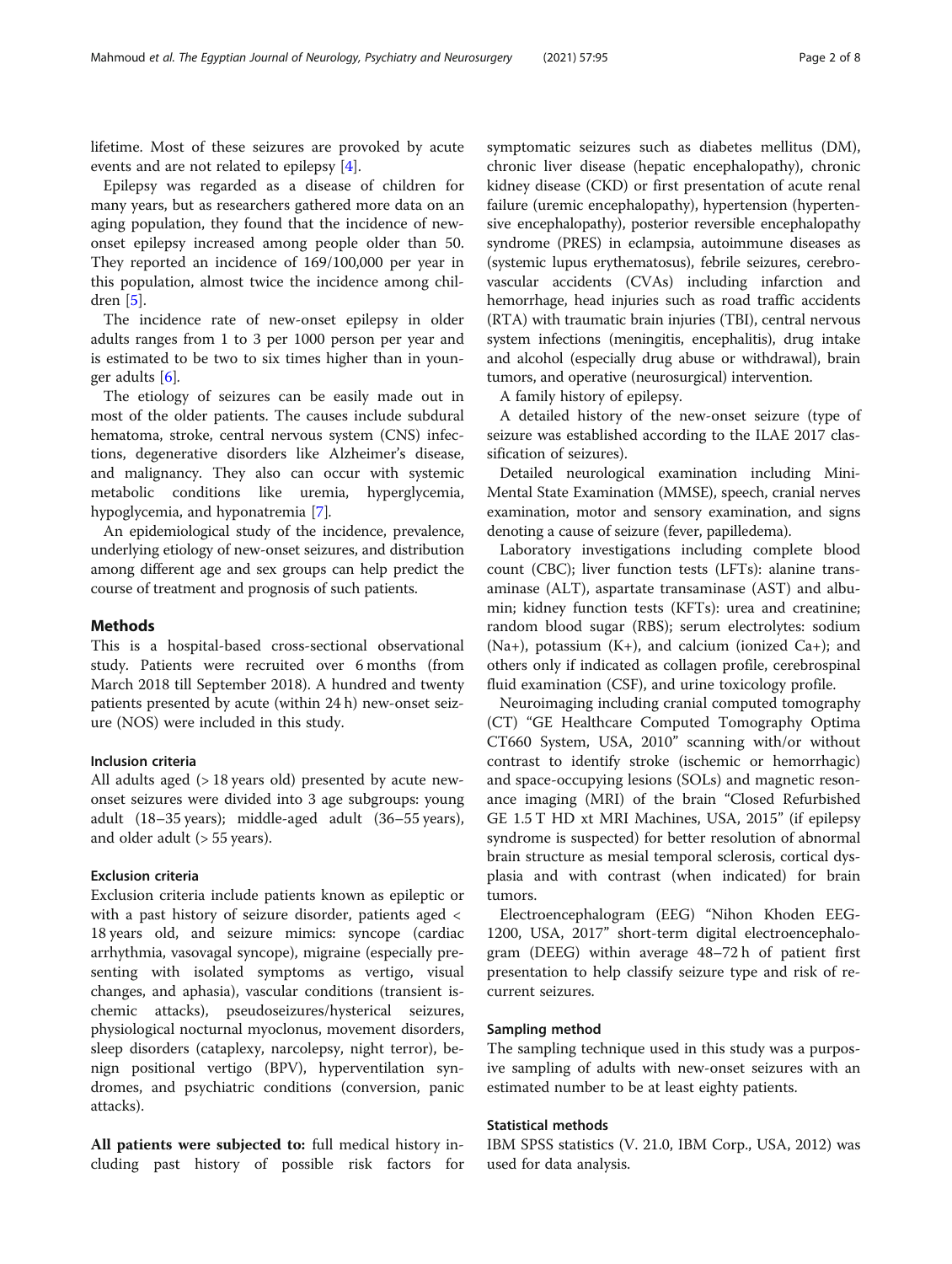lifetime. Most of these seizures are provoked by acute events and are not related to epilepsy [4].

Epilepsy was regarded as a disease of children for many years, but as researchers gathered more data on an aging population, they found that the incidence of new-onset epilepsy increased among people older than 50. They reported an incidence of 169/100,000 per year in this population, almost twice the incidence among children [5].

The incidence rate of new-onset epilepsy in older adults ranges from 1 to 3 per 1000 person per year and is estimated to be two to six times higher than in younger adults [6].

The etiology of seizures can be easily made out in most of the older patients. The causes include subdural hematoma, stroke, central nervous system (CNS) infections, degenerative disorders like Alzheimer's disease, and malignancy. They also can occur with systemic metabolic conditions like uremia, hyperglycemia, hypoglycemia, and hyponatremia [7].

An epidemiological study of the incidence, prevalence, underlying etiology of new-onset seizures, and distribution among different age and sex groups can help predict the course of treatment and prognosis of such patients.

## Methods

This is a hospital-based cross-sectional observational study. Patients were recruited over 6 months (from March 2018 till September 2018). A hundred and twenty patients presented by acute (within 24 h) new-onset seizure (NOS) were included in this study.

### Inclusion criteria

All adults aged (> 18 years old) presented by acute new-onset seizures were divided into 3 age subgroups: young adult (18–35 years); middle-aged adult (36–55 years), and older adult (> 55 years).

### Exclusion criteria

Exclusion criteria include patients known as epileptic or with a past history of seizure disorder, patients aged < 18 years old, and seizure mimics: syncope (cardiac arrhythmia, vasovagal syncope), migraine (especially presenting with isolated symptoms as vertigo, visual changes, and aphasia), vascular conditions (transient ischemic attacks), pseudoseizures/hysterical seizures, physiological nocturnal myoclonus, movement disorders, sleep disorders (cataplexy, narcolepsy, night terror), benign positional vertigo (BPV), hyperventilation syndromes, and psychiatric conditions (conversion, panic attacks).

**All patients were subjected to:** full medical history including past history of possible risk factors for symptomatic seizures such as diabetes mellitus (DM), chronic liver disease (hepatic encephalopathy), chronic kidney disease (CKD) or first presentation of acute renal failure (uremic encephalopathy), hypertension (hypertensive encephalopathy), posterior reversible encephalopathy syndrome (PRES) in eclampsia, autoimmune diseases as (systemic lupus erythematosus), febrile seizures, cerebrovascular accidents (CVAs) including infarction and hemorrhage, head injuries such as road traffic accidents (RTA) with traumatic brain injuries (TBI), central nervous system infections (meningitis, encephalitis), drug intake and alcohol (especially drug abuse or withdrawal), brain tumors, and operative (neurosurgical) intervention.

A family history of epilepsy.

A detailed history of the new-onset seizure (type of seizure was established according to the ILAE 2017 classification of seizures).

Detailed neurological examination including Mini-Mental State Examination (MMSE), speech, cranial nerves examination, motor and sensory examination, and signs denoting a cause of seizure (fever, papilledema).

Laboratory investigations including complete blood count (CBC); liver function tests (LFTs): alanine transaminase (ALT), aspartate transaminase (AST) and albumin; kidney function tests (KFTs): urea and creatinine; random blood sugar (RBS); serum electrolytes: sodium ($Na^+$), potassium ($K^+$), and calcium (ionized $Ca^+$); and others only if indicated as collagen profile, cerebrospinal fluid examination (CSF), and urine toxicology profile.

Neuroimaging including cranial computed tomography (CT) "GE Healthcare Computed Tomography Optima CT660 System, USA, 2010" scanning with/or without contrast to identify stroke (ischemic or hemorrhagic) and space-occupying lesions (SOLs) and magnetic resonance imaging (MRI) of the brain "Closed Refurbished GE 1.5 T HD xt MRI Machines, USA, 2015" (if epilepsy syndrome is suspected) for better resolution of abnormal brain structure as mesial temporal sclerosis, cortical dysplasia and with contrast (when indicated) for brain tumors.

Electroencephalogram (EEG) "Nihon Khoden EEG-1200, USA, 2017" short-term digital electroencephalogram (DEEG) within average 48–72 h of patient first presentation to help classify seizure type and risk of recurrent seizures.

### Sampling method

The sampling technique used in this study was a purposive sampling of adults with new-onset seizures with an estimated number to be at least eighty patients.

### Statistical methods

IBM SPSS statistics (V. 21.0, IBM Corp., USA, 2012) was used for data analysis.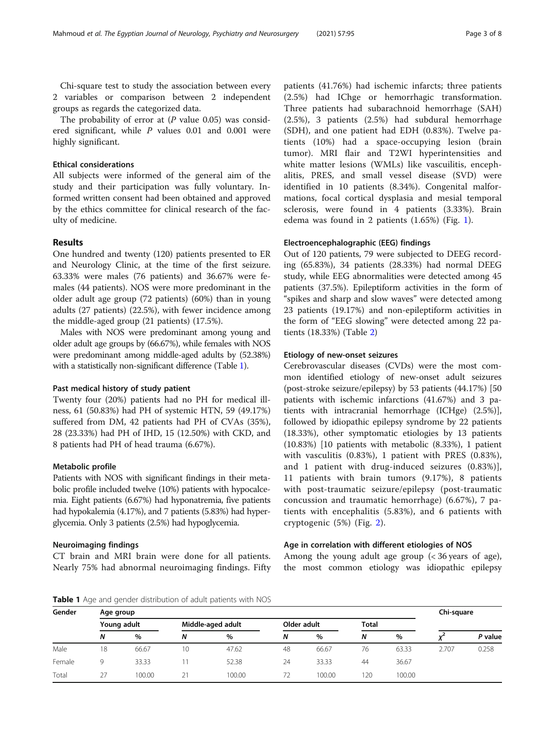Chi-square test to study the association between every 2 variables or comparison between 2 independent groups as regards the categorized data.

The probability of error at (*P* value 0.05) was considered significant, while *P* values 0.01 and 0.001 were highly significant.

### Ethical considerations

All subjects were informed of the general aim of the study and their participation was fully voluntary. Informed written consent had been obtained and approved by the ethics committee for clinical research of the faculty of medicine.

## Results

One hundred and twenty (120) patients presented to ER and Neurology Clinic, at the time of the first seizure. 63.33% were males (76 patients) and 36.67% were females (44 patients). NOS were more predominant in the older adult age group (72 patients) (60%) than in young adults (27 patients) (22.5%), with fewer incidence among the middle-aged group (21 patients) (17.5%).

Males with NOS were predominant among young and older adult age groups by (66.67%), while females with NOS were predominant among middle-aged adults by (52.38%) with a statistically non-significant difference (Table 1).

### Past medical history of study patient

Twenty four (20%) patients had no PH for medical illness, 61 (50.83%) had PH of systemic HTN, 59 (49.17%) suffered from DM, 42 patients had PH of CVAs (35%), 28 (23.33%) had PH of IHD, 15 (12.50%) with CKD, and 8 patients had PH of head trauma (6.67%).

### Metabolic profile

Patients with NOS with significant findings in their metabolic profile included twelve (10%) patients with hypocalcemia. Eight patients (6.67%) had hyponatremia, five patients had hypokalemia (4.17%), and 7 patients (5.83%) had hyperglycemia. Only 3 patients (2.5%) had hypoglycemia.

### Neuroimaging findings

CT brain and MRI brain were done for all patients. Nearly 75% had abnormal neuroimaging findings. Fifty patients (41.76%) had ischemic infarcts; three patients (2.5%) had IChge or hemorrhagic transformation. Three patients had subarachnoid hemorrhage (SAH) (2.5%), 3 patients (2.5%) had subdural hemorrhage (SDH), and one patient had EDH (0.83%). Twelve patients (10%) had a space-occupying lesion (brain tumor). MRI flair and T2WI hyperintensities and white matter lesions (WMLs) like vascuilitis, encephalitis, PRES, and small vessel disease (SVD) were identified in 10 patients (8.34%). Congenital malformations, focal cortical dysplasia and mesial temporal sclerosis, were found in 4 patients (3.33%). Brain edema was found in 2 patients (1.65%) (Fig. 1).

### Electroencephalographic (EEG) findings

Out of 120 patients, 79 were subjected to DEEG recording (65.83%), 34 patients (28.33%) had normal DEEG study, while EEG abnormalities were detected among 45 patients (37.5%). Epileptiform activities in the form of "spikes and sharp and slow waves" were detected among 23 patients (19.17%) and non-epileptiform activities in the form of "EEG slowing" were detected among 22 patients (18.33%) (Table 2)

### Etiology of new-onset seizures

Cerebrovascular diseases (CVDs) were the most common identified etiology of new-onset adult seizures (post-stroke seizure/epilepsy) by 53 patients (44.17%) [50 patients with ischemic infarctions (41.67%) and 3 patients with intracranial hemorrhage (ICHge) (2.5%)], followed by idiopathic epilepsy syndrome by 22 patients (18.33%), other symptomatic etiologies by 13 patients (10.83%) [10 patients with metabolic (8.33%), 1 patient with vasculitis (0.83%), 1 patient with PRES (0.83%), and 1 patient with drug-induced seizures (0.83%)], 11 patients with brain tumors (9.17%), 8 patients with post-traumatic seizure/epilepsy (post-traumatic concussion and traumatic hemorrhage) (6.67%), 7 patients with encephalitis (5.83%), and 6 patients with cryptogenic (5%) (Fig. 2).

### Age in correlation with different etiologies of NOS

Among the young adult age group (< 36 years of age), the most common etiology was idiopathic epilepsy

**Table 1** Age and gender distribution of adult patients with NOS

| Gender | Age group | | | | | | | | Chi-square | |
|---|---|---|---|---|---|---|---|---|---|---|
| | Young adult | | Middle-aged adult | | Older adult | | Total | | | |
| | *N* | % | *N* | % | *N* | % | *N* | % | $\chi^2$ | *P* value |
| Male | 18 | 66.67 | 10 | 47.62 | 48 | 66.67 | 76 | 63.33 | 2.707 | 0.258 |
| Female | 9 | 33.33 | 11 | 52.38 | 24 | 33.33 | 44 | 36.67 | | |
| Total | 27 | 100.00 | 21 | 100.00 | 72 | 100.00 | 120 | 100.00 | | |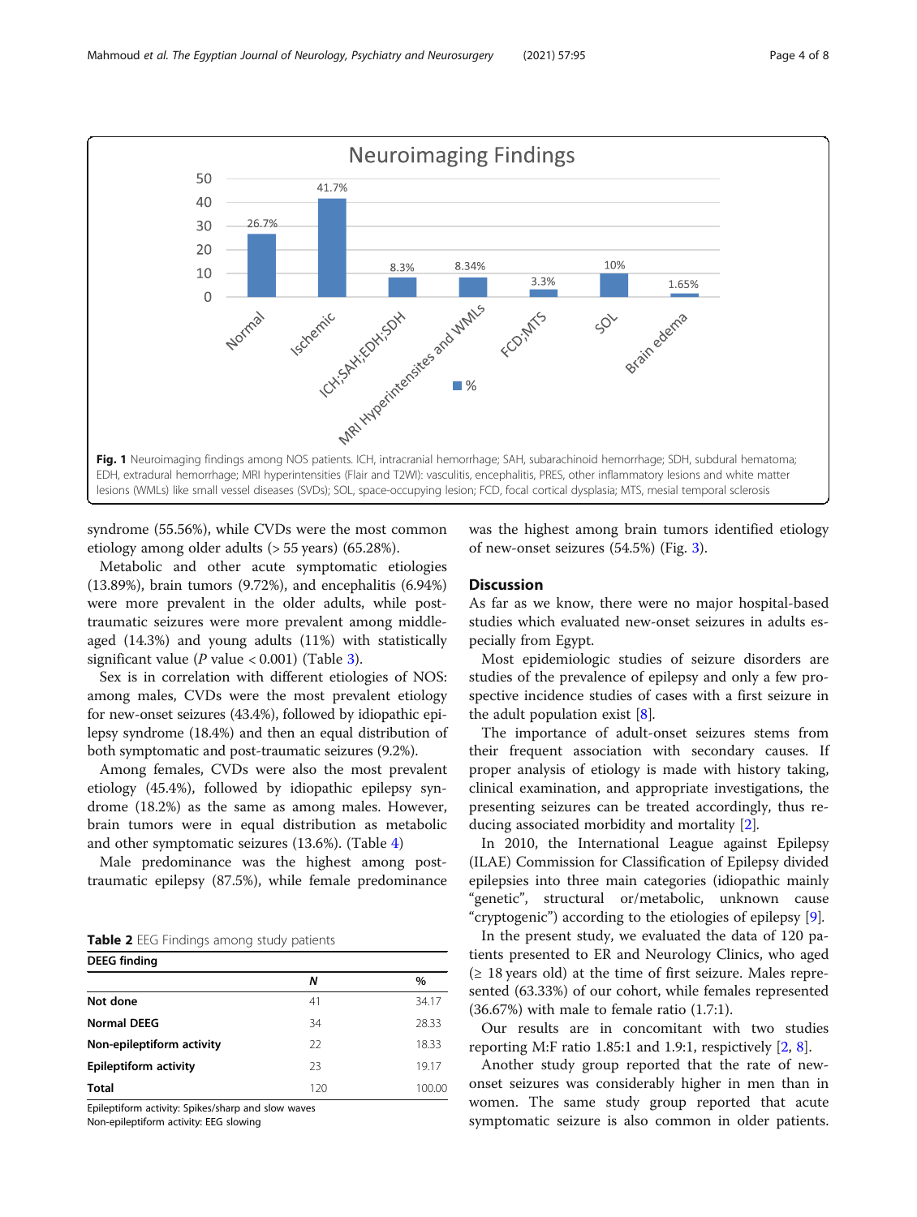Fig. 1 Neuroimaging findings among NOS patients. ICH, intracranial hemorrhage; SAH, subarachinoid hemorrhage; SDH, subdural hematoma; EDH, extradural hemorrhage; MRI hyperintensities (Flair and T2WI): vasculitis, encephalitis, PRES, other inflammatory lesions and white matter lesions (WMLs) like small vessel diseases (SVDs); SOL, space-occupying lesion; FCD, focal cortical dysplasia; MTS, mesial temporal sclerosis

syndrome (55.56%), while CVDs were the most common etiology among older adults (> 55 years) (65.28%).

Metabolic and other acute symptomatic etiologies (13.89%), brain tumors (9.72%), and encephalitis (6.94%) were more prevalent in the older adults, while post-traumatic seizures were more prevalent among middle-aged (14.3%) and young adults (11%) with statistically significant value (*P* value < 0.001) (Table 3).

Sex is in correlation with different etiologies of NOS: among males, CVDs were the most prevalent etiology for new-onset seizures (43.4%), followed by idiopathic epilepsy syndrome (18.4%) and then an equal distribution of both symptomatic and post-traumatic seizures (9.2%).

Among females, CVDs were also the most prevalent etiology (45.4%), followed by idiopathic epilepsy syndrome (18.2%) as the same as among males. However, brain tumors were in equal distribution as metabolic and other symptomatic seizures (13.6%). (Table 4)

Male predominance was the highest among post-traumatic epilepsy (87.5%), while female predominance was the highest among brain tumors identified etiology of new-onset seizures (54.5%) (Fig. 3).

**Table 2** EEG Findings among study patients

| DEEG finding | *N* | % |
|---|---|---|
| **Not done** | 41 | 34.17 |
| **Normal DEEG** | 34 | 28.33 |
| **Non-epileptiform activity** | 22 | 18.33 |
| **Epileptiform activity** | 23 | 19.17 |
| **Total** | 120 | 100.00 |

Epileptiform activity: Spikes/sharp and slow waves
Non-epileptiform activity: EEG slowing

## Discussion

As far as we know, there were no major hospital-based studies which evaluated new-onset seizures in adults especially from Egypt.

Most epidemiologic studies of seizure disorders are studies of the prevalence of epilepsy and only a few prospective incidence studies of cases with a first seizure in the adult population exist [8].

The importance of adult-onset seizures stems from their frequent association with secondary causes. If proper analysis of etiology is made with history taking, clinical examination, and appropriate investigations, the presenting seizures can be treated accordingly, thus reducing associated morbidity and mortality [2].

In 2010, the International League against Epilepsy (ILAE) Commission for Classification of Epilepsy divided epilepsies into three main categories (idiopathic mainly "genetic", structural or/metabolic, unknown cause "cryptogenic") according to the etiologies of epilepsy [9].

In the present study, we evaluated the data of 120 patients presented to ER and Neurology Clinics, who aged (≥ 18 years old) at the time of first seizure. Males represented (63.33%) of our cohort, while females represented (36.67%) with male to female ratio (1.7:1).

Our results are in concomitant with two studies reporting M:F ratio 1.85:1 and 1.9:1, respictively [2, 8].

Another study group reported that the rate of new-onset seizures was considerably higher in men than in women. The same study group reported that acute symptomatic seizure is also common in older patients.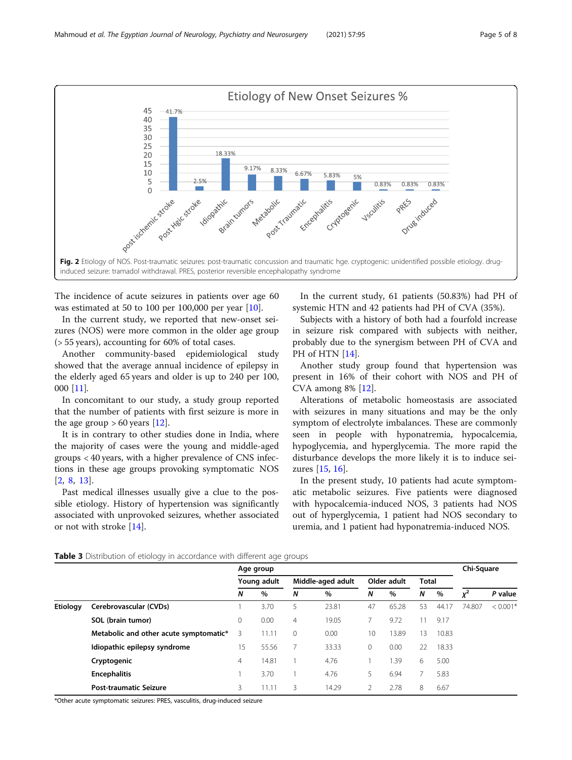**Fig. 2** Etiology of NOS. Post-traumatic seizures: post-traumatic concussion and traumatic hge. cryptogenic: unidentified possible etiology. drug-induced seizure: tramadol withdrawal. PRES, posterior reversible encephalopathy syndrome

The incidence of acute seizures in patients over age 60 was estimated at 50 to 100 per 100,000 per year [10].

In the current study, we reported that new-onset seizures (NOS) were more common in the older age group (> 55 years), accounting for 60% of total cases.

Another community-based epidemiological study showed that the average annual incidence of epilepsy in the elderly aged 65 years and older is up to 240 per 100, 000 [11].

In concomitant to our study, a study group reported that the number of patients with first seizure is more in the age group > 60 years [12].

It is in contrary to other studies done in India, where the majority of cases were the young and middle-aged groups < 40 years, with a higher prevalence of CNS infections in these age groups provoking symptomatic NOS [2, 8, 13].

Past medical illnesses usually give a clue to the possible etiology. History of hypertension was significantly associated with unprovoked seizures, whether associated or not with stroke [14].

In the current study, 61 patients (50.83%) had PH of systemic HTN and 42 patients had PH of CVA (35%).

Subjects with a history of both had a fourfold increase in seizure risk compared with subjects with neither, probably due to the synergism between PH of CVA and PH of HTN [14].

Another study group found that hypertension was present in 16% of their cohort with NOS and PH of CVA among 8% [12].

Alterations of metabolic homeostasis are associated with seizures in many situations and may be the only symptom of electrolyte imbalances. These are commonly seen in people with hyponatremia, hypocalcemia, hypoglycemia, and hyperglycemia. The more rapid the disturbance develops the more likely it is to induce seizures [15, 16].

In the present study, 10 patients had acute symptomatic metabolic seizures. Five patients were diagnosed with hypocalcemia-induced NOS, 3 patients had NOS out of hyperglycemia, 1 patient had NOS secondary to uremia, and 1 patient had hyponatremia-induced NOS.

**Table 3** Distribution of etiology in accordance with different age groups

| | | Age group | | | | | | | | Chi-Square | |
|---|---|---|---|---|---|---|---|---|---|---|---|
| | | Young adult | | Middle-aged adult | | Older adult | | Total | | | |
| | | *N* | % | *N* | % | *N* | % | *N* | % | $\chi^2$ | *P* value |
| **Etiology** | **Cerebrovascular (CVDs)** | 1 | 3.70 | 5 | 23.81 | 47 | 65.28 | 53 | 44.17 | 74.807 | < 0.001* |
| | **SOL (brain tumor)** | 0 | 0.00 | 4 | 19.05 | 7 | 9.72 | 11 | 9.17 | | |
| | **Metabolic and other acute symptomatic*** | 3 | 11.11 | 0 | 0.00 | 10 | 13.89 | 13 | 10.83 | | |
| | **Idiopathic epilepsy syndrome** | 15 | 55.56 | 7 | 33.33 | 0 | 0.00 | 22 | 18.33 | | |
| | **Cryptogenic** | 4 | 14.81 | 1 | 4.76 | 1 | 1.39 | 6 | 5.00 | | |
| | **Encephalitis** | 1 | 3.70 | 1 | 4.76 | 5 | 6.94 | 7 | 5.83 | | |
| | **Post-traumatic Seizure** | 3 | 11.11 | 3 | 14.29 | 2 | 2.78 | 8 | 6.67 | | |

*Other acute symptomatic seizures: PRES, vasculitis, drug-induced seizure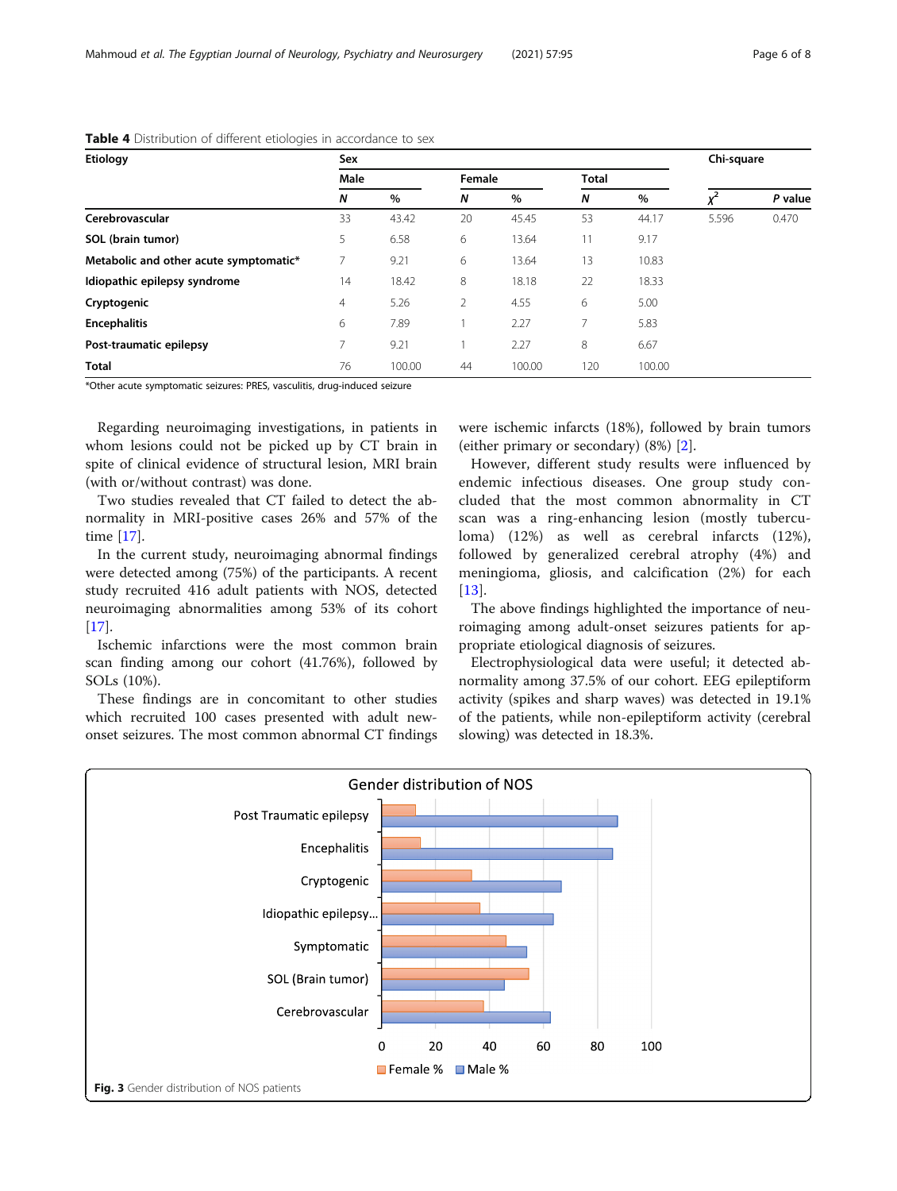**Table 4** Distribution of different etiologies in accordance to sex

| Etiology | Sex | | | | | | Chi-square | |
|---|---|---|---|---|---|---|---|---|
| | Male | | Female | | Total | | | |
| | *N* | % | *N* | % | *N* | % | $\chi^2$ | *P* value |
| **Cerebrovascular** | 33 | 43.42 | 20 | 45.45 | 53 | 44.17 | 5.596 | 0.470 |
| **SOL (brain tumor)** | 5 | 6.58 | 6 | 13.64 | 11 | 9.17 | | |
| **Metabolic and other acute symptomatic*** | 7 | 9.21 | 6 | 13.64 | 13 | 10.83 | | |
| **Idiopathic epilepsy syndrome** | 14 | 18.42 | 8 | 18.18 | 22 | 18.33 | | |
| **Cryptogenic** | 4 | 5.26 | 2 | 4.55 | 6 | 5.00 | | |
| **Encephalitis** | 6 | 7.89 | 1 | 2.27 | 7 | 5.83 | | |
| **Post-traumatic epilepsy** | 7 | 9.21 | 1 | 2.27 | 8 | 6.67 | | |
| **Total** | 76 | 100.00 | 44 | 100.00 | 120 | 100.00 | | |

*Other acute symptomatic seizures: PRES, vasculitis, drug-induced seizure

Regarding neuroimaging investigations, in patients in whom lesions could not be picked up by CT brain in spite of clinical evidence of structural lesion, MRI brain (with or/without contrast) was done.

Two studies revealed that CT failed to detect the abnormality in MRI-positive cases 26% and 57% of the time [17].

In the current study, neuroimaging abnormal findings were detected among (75%) of the participants. A recent study recruited 416 adult patients with NOS, detected neuroimaging abnormalities among 53% of its cohort [17].

Ischemic infarctions were the most common brain scan finding among our cohort (41.76%), followed by SOLs (10%).

These findings are in concomitant to other studies which recruited 100 cases presented with adult new-onset seizures. The most common abnormal CT findings were ischemic infarcts (18%), followed by brain tumors (either primary or secondary) (8%) [2].

However, different study results were influenced by endemic infectious diseases. One group study concluded that the most common abnormality in CT scan was a ring-enhancing lesion (mostly tuberculoma) (12%) as well as cerebral infarcts (12%), followed by generalized cerebral atrophy (4%) and meningioma, gliosis, and calcification (2%) for each [13].

The above findings highlighted the importance of neuroimaging among adult-onset seizures patients for appropriate etiological diagnosis of seizures.

Electrophysiological data were useful; it detected abnormality among 37.5% of our cohort. EEG epileptiform activity (spikes and sharp waves) was detected in 19.1% of the patients, while non-epileptiform activity (cerebral slowing) was detected in 18.3%.

**Fig. 3** Gender distribution of NOS patients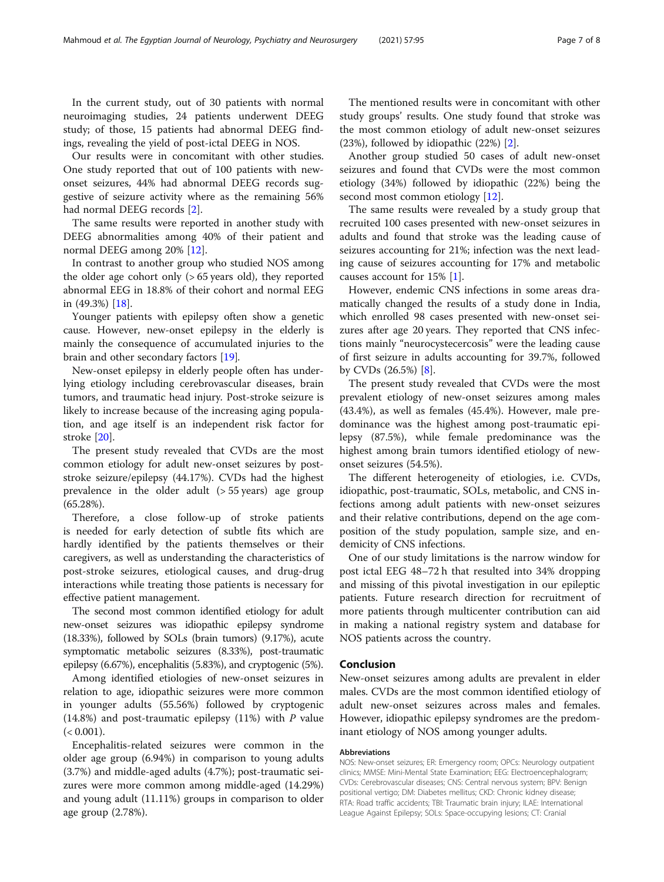In the current study, out of 30 patients with normal neuroimaging studies, 24 patients underwent DEEG study; of those, 15 patients had abnormal DEEG findings, revealing the yield of post-ictal DEEG in NOS.

Our results were in concomitant with other studies. One study reported that out of 100 patients with new-onset seizures, 44% had abnormal DEEG records suggestive of seizure activity where as the remaining 56% had normal DEEG records [2].

The same results were reported in another study with DEEG abnormalities among 40% of their patient and normal DEEG among 20% [12].

In contrast to another group who studied NOS among the older age cohort only (> 65 years old), they reported abnormal EEG in 18.8% of their cohort and normal EEG in (49.3%) [18].

Younger patients with epilepsy often show a genetic cause. However, new-onset epilepsy in the elderly is mainly the consequence of accumulated injuries to the brain and other secondary factors [19].

New-onset epilepsy in elderly people often has underlying etiology including cerebrovascular diseases, brain tumors, and traumatic head injury. Post-stroke seizure is likely to increase because of the increasing aging population, and age itself is an independent risk factor for stroke [20].

The present study revealed that CVDs are the most common etiology for adult new-onset seizures by post-stroke seizure/epilepsy (44.17%). CVDs had the highest prevalence in the older adult (> 55 years) age group (65.28%).

Therefore, a close follow-up of stroke patients is needed for early detection of subtle fits which are hardly identified by the patients themselves or their caregivers, as well as understanding the characteristics of post-stroke seizures, etiological causes, and drug-drug interactions while treating those patients is necessary for effective patient management.

The second most common identified etiology for adult new-onset seizures was idiopathic epilepsy syndrome (18.33%), followed by SOLs (brain tumors) (9.17%), acute symptomatic metabolic seizures (8.33%), post-traumatic epilepsy (6.67%), encephalitis (5.83%), and cryptogenic (5%).

Among identified etiologies of new-onset seizures in relation to age, idiopathic seizures were more common in younger adults (55.56%) followed by cryptogenic (14.8%) and post-traumatic epilepsy (11%) with *P* value (< 0.001).

Encephalitis-related seizures were common in the older age group (6.94%) in comparison to young adults (3.7%) and middle-aged adults (4.7%); post-traumatic seizures were more common among middle-aged (14.29%) and young adult (11.11%) groups in comparison to older age group (2.78%).

The mentioned results were in concomitant with other study groups' results. One study found that stroke was the most common etiology of adult new-onset seizures (23%), followed by idiopathic (22%) [2].

Another group studied 50 cases of adult new-onset seizures and found that CVDs were the most common etiology (34%) followed by idiopathic (22%) being the second most common etiology [12].

The same results were revealed by a study group that recruited 100 cases presented with new-onset seizures in adults and found that stroke was the leading cause of seizures accounting for 21%; infection was the next leading cause of seizures accounting for 17% and metabolic causes account for 15% [1].

However, endemic CNS infections in some areas dramatically changed the results of a study done in India, which enrolled 98 cases presented with new-onset seizures after age 20 years. They reported that CNS infections mainly "neurocystecercosis" were the leading cause of first seizure in adults accounting for 39.7%, followed by CVDs (26.5%) [8].

The present study revealed that CVDs were the most prevalent etiology of new-onset seizures among males (43.4%), as well as females (45.4%). However, male predominance was the highest among post-traumatic epilepsy (87.5%), while female predominance was the highest among brain tumors identified etiology of new-onset seizures (54.5%).

The different heterogeneity of etiologies, i.e. CVDs, idiopathic, post-traumatic, SOLs, metabolic, and CNS infections among adult patients with new-onset seizures and their relative contributions, depend on the age composition of the study population, sample size, and endemicity of CNS infections.

One of our study limitations is the narrow window for post ictal EEG 48–72 h that resulted into 34% dropping and missing of this pivotal investigation in our epileptic patients. Future research direction for recruitment of more patients through multicenter contribution can aid in making a national registry system and database for NOS patients across the country.

## Conclusion

New-onset seizures among adults are prevalent in elder males. CVDs are the most common identified etiology of adult new-onset seizures across males and females. However, idiopathic epilepsy syndromes are the predominant etiology of NOS among younger adults.

#### Abbreviations

NOS: New-onset seizures; ER: Emergency room; OPCs: Neurology outpatient clinics; MMSE: Mini-Mental State Examination; EEG: Electroencephalogram; CVDs: Cerebrovascular diseases; CNS: Central nervous system; BPV: Benign positional vertigo; DM: Diabetes mellitus; CKD: Chronic kidney disease; RTA: Road traffic accidents; TBI: Traumatic brain injury; ILAE: International League Against Epilepsy; SOLs: Space-occupying lesions; CT: Cranial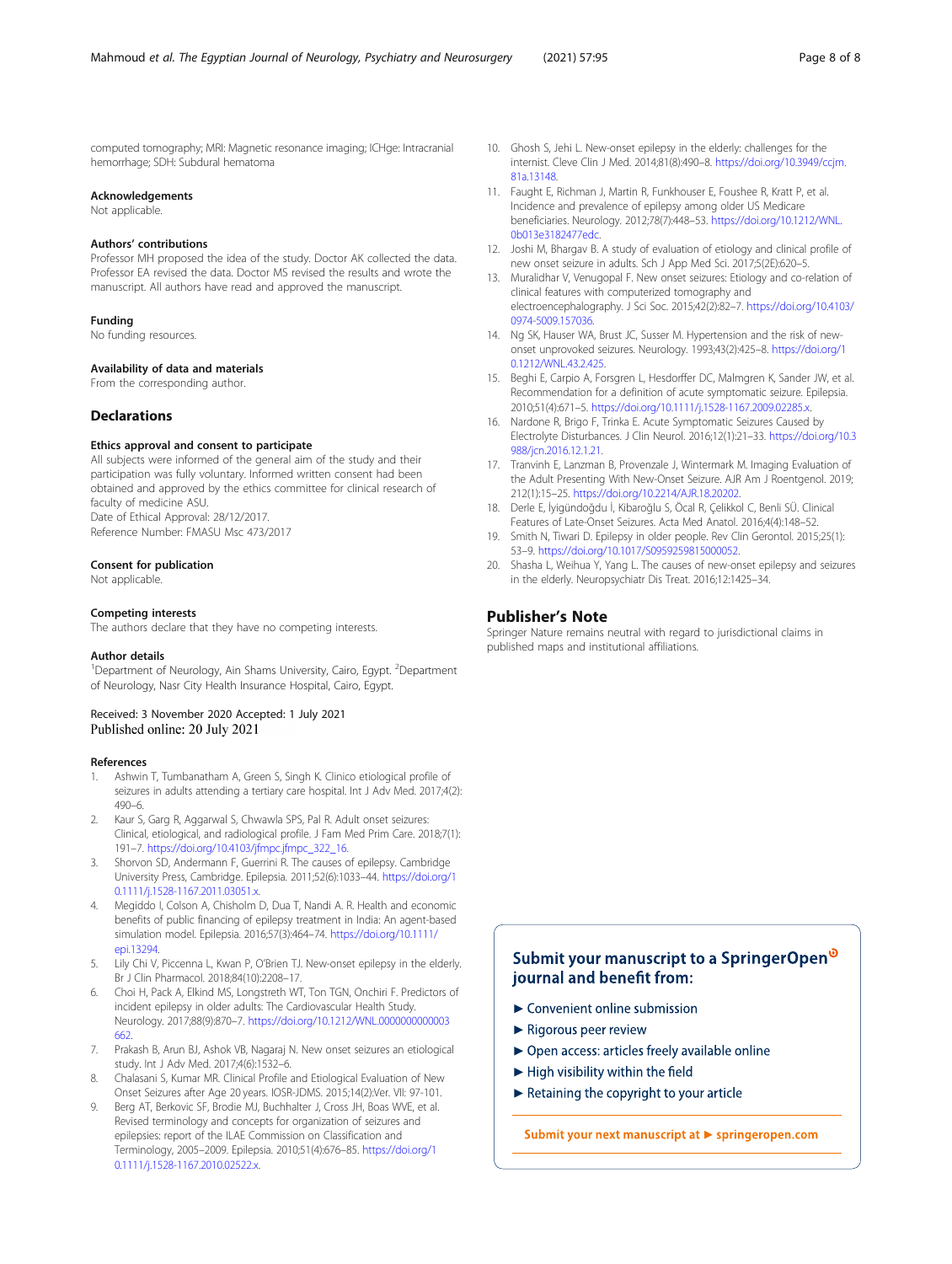computed tomography; MRI: Magnetic resonance imaging; ICHge: Intracranial hemorrhage; SDH: Subdural hematoma

### Acknowledgements

Not applicable.

### Authors' contributions

Professor MH proposed the idea of the study. Doctor AK collected the data. Professor EA revised the data. Doctor MS revised the results and wrote the manuscript. All authors have read and approved the manuscript.

### Funding

No funding resources.

### Availability of data and materials

From the corresponding author.

## Declarations

### Ethics approval and consent to participate

All subjects were informed of the general aim of the study and their participation was fully voluntary. Informed written consent had been obtained and approved by the ethics committee for clinical research of faculty of medicine ASU.

Date of Ethical Approval: 28/12/2017.

Reference Number: FMASU Msc 473/2017

### Consent for publication

Not applicable.

### Competing interests

The authors declare that they have no competing interests.

### Author details

[1]Department of Neurology, Ain Shams University, Cairo, Egypt. [2]Department of Neurology, Nasr City Health Insurance Hospital, Cairo, Egypt.

Received: 3 November 2020 Accepted: 1 July 2021
Published online: 20 July 2021

### References

1. Ashwin T, Tumbanatham A, Green S, Singh K. Clinico etiological profile of seizures in adults attending a tertiary care hospital. Int J Adv Med. 2017;4(2): 490–6.
2. Kaur S, Garg R, Aggarwal S, Chwawla SPS, Pal R. Adult onset seizures: Clinical, etiological, and radiological profile. J Fam Med Prim Care. 2018;7(1): 191–7. https://doi.org/10.4103/jfmpc.jfmpc_322_16.
3. Shorvon SD, Andermann F, Guerrini R. The causes of epilepsy. Cambridge University Press, Cambridge. Epilepsia. 2011;52(6):1033–44. https://doi.org/10.1111/j.1528-1167.2011.03051.x.
4. Megiddo I, Colson A, Chisholm D, Dua T, Nandi A. R. Health and economic benefits of public financing of epilepsy treatment in India: An agent-based simulation model. Epilepsia. 2016;57(3):464–74. https://doi.org/10.1111/epi.13294.
5. Lily Chi V, Piccenna L, Kwan P, O'Brien TJ. New-onset epilepsy in the elderly. Br J Clin Pharmacol. 2018;84(10):2208–17.
6. Choi H, Pack A, Elkind MS, Longstreth WT, Ton TGN, Onchiri F. Predictors of incident epilepsy in older adults: The Cardiovascular Health Study. Neurology. 2017;88(9):870–7. https://doi.org/10.1212/WNL.0000000000003662.
7. Prakash B, Arun BJ, Ashok VB, Nagaraj N. New onset seizures an etiological study. Int J Adv Med. 2017;4(6):1532–6.
8. Chalasani S, Kumar MR. Clinical Profile and Etiological Evaluation of New Onset Seizures after Age 20 years. IOSR-JDMS. 2015;14(2):Ver. VII: 97-101.
9. Berg AT, Berkovic SF, Brodie MJ, Buchhalter J, Cross JH, Boas WVE, et al. Revised terminology and concepts for organization of seizures and epilepsies: report of the ILAE Commission on Classification and Terminology, 2005–2009. Epilepsia. 2010;51(4):676–85. https://doi.org/10.1111/j.1528-1167.2010.02522.x.
10. Ghosh S, Jehi L. New-onset epilepsy in the elderly: challenges for the internist. Cleve Clin J Med. 2014;81(8):490–8. https://doi.org/10.3949/ccjm.81a.13148.
11. Faught E, Richman J, Martin R, Funkhouser E, Foushee R, Kratt P, et al. Incidence and prevalence of epilepsy among older US Medicare beneficiaries. Neurology. 2012;78(7):448–53. https://doi.org/10.1212/WNL.0b013e3182477edc.
12. Joshi M, Bhargav B. A study of evaluation of etiology and clinical profile of new onset seizure in adults. Sch J App Med Sci. 2017;5(2E):620–5.
13. Muralidhar V, Venugopal F. New onset seizures: Etiology and co-relation of clinical features with computerized tomography and electroencephalography. J Sci Soc. 2015;42(2):82–7. https://doi.org/10.4103/0974-5009.157036.
14. Ng SK, Hauser WA, Brust JC, Susser M. Hypertension and the risk of new-onset unprovoked seizures. Neurology. 1993;43(2):425–8. https://doi.org/10.1212/WNL.43.2.425.
15. Beghi E, Carpio A, Forsgren L, Hesdorffer DC, Malmgren K, Sander JW, et al. Recommendation for a definition of acute symptomatic seizure. Epilepsia. 2010;51(4):671–5. https://doi.org/10.1111/j.1528-1167.2009.02285.x.
16. Nardone R, Brigo F, Trinka E. Acute Symptomatic Seizures Caused by Electrolyte Disturbances. J Clin Neurol. 2016;12(1):21–33. https://doi.org/10.3988/jcn.2016.12.1.21.
17. Tranvinh E, Lanzman B, Provenzale J, Wintermark M. Imaging Evaluation of the Adult Presenting With New-Onset Seizure. AJR Am J Roentgenol. 2019; 212(1):15–25. https://doi.org/10.2214/AJR.18.20202.
18. Derle E, İyigündoğdu İ, Kibaroğlu S, Öcal R, Çelikkol C, Benli SÜ. Clinical Features of Late-Onset Seizures. Acta Med Anatol. 2016;4(4):148–52.
19. Smith N, Tiwari D. Epilepsy in older people. Rev Clin Gerontol. 2015;25(1): 53–9. https://doi.org/10.1017/S0959259815000052.
20. Shasha L, Weihua Y, Yang L. The causes of new-onset epilepsy and seizures in the elderly. Neuropsychiatr Dis Treat. 2016;12:1425–34.

## Publisher's Note

Springer Nature remains neutral with regard to jurisdictional claims in published maps and institutional affiliations.

**Submit your manuscript to a SpringerOpen journal and benefit from:**

- ► Convenient online submission
- ► Rigorous peer review
- ► Open access: articles freely available online
- ► High visibility within the field
- ► Retaining the copyright to your article

Submit your next manuscript at ► springeropen.com